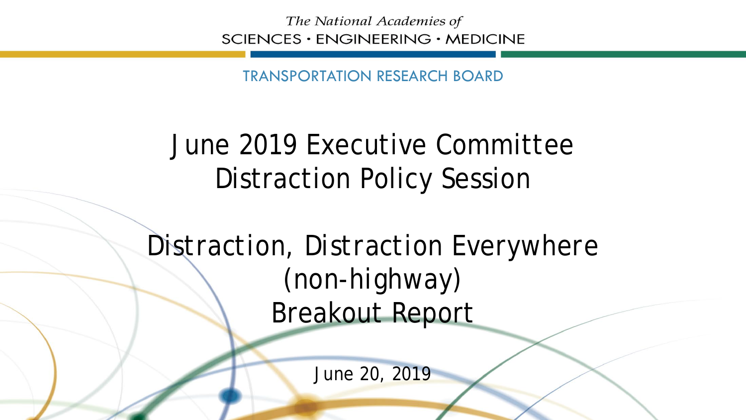The National Academies of SCIENCES · ENGINEERING · MEDICINE

TRANSPORTATION RESEARCH BOARD

# June 2019 Executive Committee Distraction Policy Session

# Distraction, Distraction Everywhere (non-highway) Breakout Report

June 20, 2019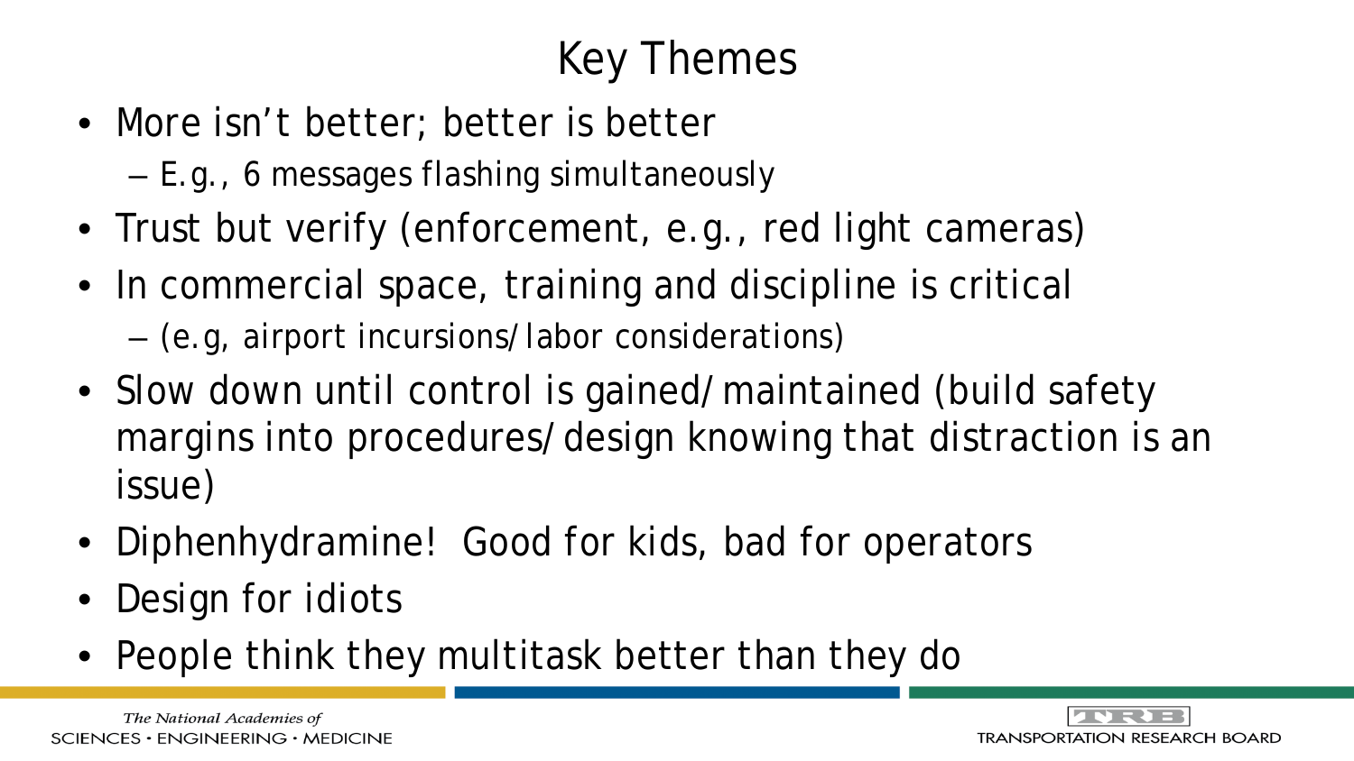# Key Themes

- More isn't better; better is better
  - E.g., 6 messages flashing simultaneously
- Trust but verify (enforcement, e.g., red light cameras)
- In commercial space, training and discipline is critical
  - (e.g, airport incursions/labor considerations)
- Slow down until control is gained/maintained (build safety margins into procedures/design knowing that distraction is an issue)
- Diphenhydramine! Good for kids, bad for operators
- Design for idiots
- People think they multitask better than they do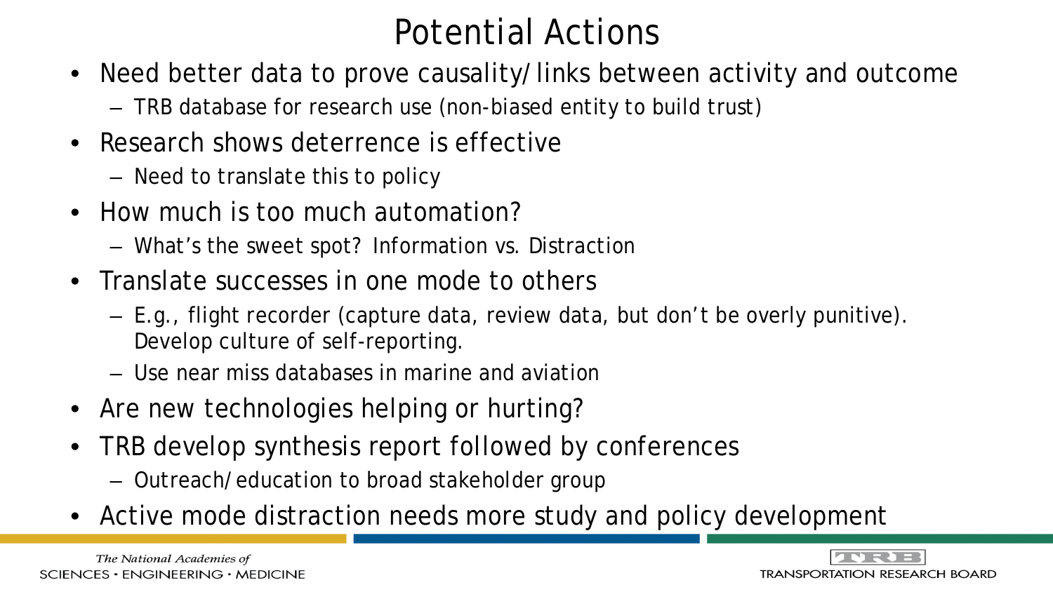# Potential Actions

- Need better data to prove causality/links between activity and outcome
  - TRB database for research use (non-biased entity to build trust)
- Research shows deterrence is effective
  - Need to translate this to policy
- How much is too much automation?
  - What's the sweet spot? Information vs. Distraction
- Translate successes in one mode to others
  - E.g., flight recorder (capture data, review data, but don't be overly punitive). Develop culture of self-reporting.
  - Use near miss databases in marine and aviation
- Are new technologies helping or hurting?
- TRB develop synthesis report followed by conferences
  - Outreach/education to broad stakeholder group
- Active mode distraction needs more study and policy development